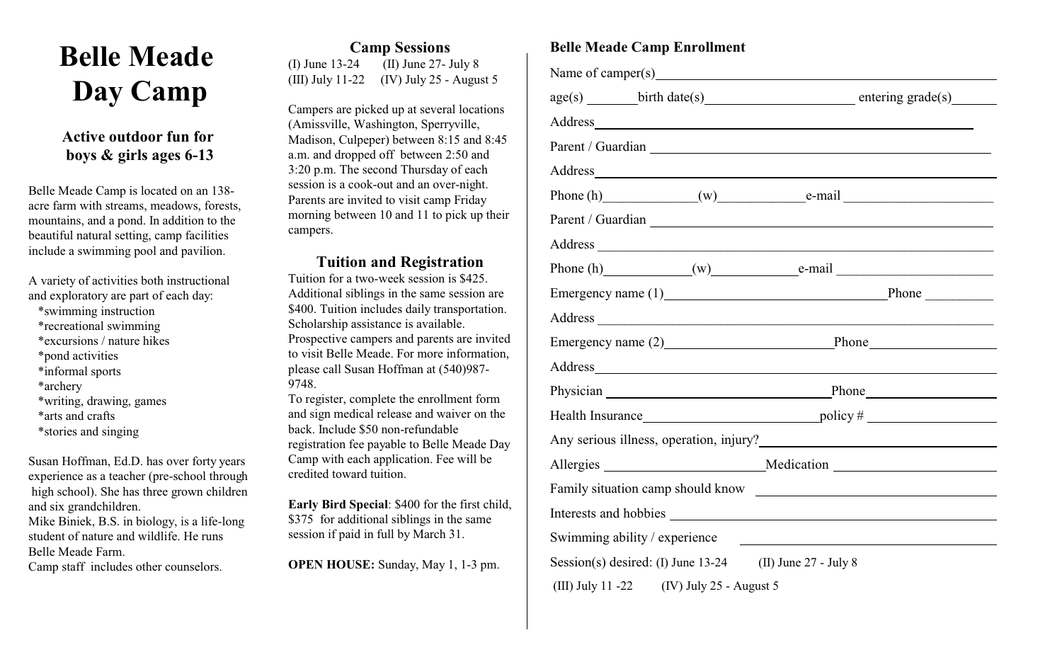# Belle Meade Day Camp

### Active outdoor fun for boys & girls ages 6-13

Belle Meade Camp is located on an 138-acre farm with streams, meadows, forests, mountains, and a pond. In addition to the beautiful natural setting, camp facilities include a swimming pool and pavilion.

A variety of activities both instructional and exploratory are part of each day:

- *swimming instruction
- *recreational swimming
- *excursions / nature hikes
- *pond activities
- *informal sports
- *archery
- *writing, drawing, games
- *arts and crafts
- *stories and singing

Susan Hoffman, Ed.D. has over forty years experience as a teacher (pre-school through high school). She has three grown children and six grandchildren.
Mike Biniek, B.S. in biology, is a life-long student of nature and wildlife. He runs Belle Meade Farm.
Camp staff includes other counselors.

## Camp Sessions

(I) June 13-24 (II) June 27- July 8
(III) July 11-22 (IV) July 25 - August 5

Campers are picked up at several locations (Amissville, Washington, Sperryville, Madison, Culpeper) between 8:15 and 8:45 a.m. and dropped off between 2:50 and 3:20 p.m. The second Thursday of each session is a cook-out and an over-night. Parents are invited to visit camp Friday morning between 10 and 11 to pick up their campers.

## Tuition and Registration

Tuition for a two-week session is $425. Additional siblings in the same session are $400. Tuition includes daily transportation. Scholarship assistance is available. Prospective campers and parents are invited to visit Belle Meade. For more information, please call Susan Hoffman at (540)987-9748.
To register, complete the enrollment form and sign medical release and waiver on the back. Include $50 non-refundable registration fee payable to Belle Meade Day Camp with each application. Fee will be credited toward tuition.

**Early Bird Special**: $400 for the first child, $375 for additional siblings in the same session if paid in full by March 31.

**OPEN HOUSE:** Sunday, May 1, 1-3 pm.

## Belle Meade Camp Enrollment

Name of camper(s)\_\_\_\_\_\_\_\_\_\_\_\_\_\_\_\_\_\_\_\_\_\_\_\_\_\_\_\_\_\_\_\_\_\_\_\_\_\_\_\_

age(s) \_\_\_\_\_\_\_ birth date(s)\_\_\_\_\_\_\_\_\_\_\_\_\_\_\_\_\_\_\_\_ entering grade(s)\_\_\_\_\_\_

Address\_\_\_\_\_\_\_\_\_\_\_\_\_\_\_\_\_\_\_\_\_\_\_\_\_\_\_\_\_\_\_\_\_\_\_\_\_\_\_\_\_\_\_\_\_\_\_\_\_\_

Parent / Guardian \_\_\_\_\_\_\_\_\_\_\_\_\_\_\_\_\_\_\_\_\_\_\_\_\_\_\_\_\_\_\_\_\_\_\_\_\_\_\_\_\_\_

Address\_\_\_\_\_\_\_\_\_\_\_\_\_\_\_\_\_\_\_\_\_\_\_\_\_\_\_\_\_\_\_\_\_\_\_\_\_\_\_\_\_\_\_\_\_\_\_\_\_\_

Phone (h)\_\_\_\_\_\_\_\_\_\_\_\_\_(w)\_\_\_\_\_\_\_\_\_\_\_\_e-mail \_\_\_\_\_\_\_\_\_\_\_\_\_\_\_\_\_\_\_\_\_

Parent / Guardian \_\_\_\_\_\_\_\_\_\_\_\_\_\_\_\_\_\_\_\_\_\_\_\_\_\_\_\_\_\_\_\_\_\_\_\_\_\_\_\_\_\_

Address \_\_\_\_\_\_\_\_\_\_\_\_\_\_\_\_\_\_\_\_\_\_\_\_\_\_\_\_\_\_\_\_\_\_\_\_\_\_\_\_\_\_\_\_\_\_\_\_\_\_

Phone (h)\_\_\_\_\_\_\_\_\_\_\_\_(w)\_\_\_\_\_\_\_\_\_\_\_\_e-mail \_\_\_\_\_\_\_\_\_\_\_\_\_\_\_\_\_\_\_\_\_\_

Emergency name (1)\_\_\_\_\_\_\_\_\_\_\_\_\_\_\_\_\_\_\_\_\_\_\_\_\_\_\_\_\_\_\_Phone \_\_\_\_\_\_\_\_\_

Address \_\_\_\_\_\_\_\_\_\_\_\_\_\_\_\_\_\_\_\_\_\_\_\_\_\_\_\_\_\_\_\_\_\_\_\_\_\_\_\_\_\_\_\_\_\_\_\_\_\_

Emergency name (2)\_\_\_\_\_\_\_\_\_\_\_\_\_\_\_\_\_\_\_\_\_\_\_Phone\_\_\_\_\_\_\_\_\_\_\_\_\_\_\_\_\_

Address\_\_\_\_\_\_\_\_\_\_\_\_\_\_\_\_\_\_\_\_\_\_\_\_\_\_\_\_\_\_\_\_\_\_\_\_\_\_\_\_\_\_\_\_\_\_\_\_\_\_

Physician \_\_\_\_\_\_\_\_\_\_\_\_\_\_\_\_\_\_\_\_\_\_\_\_\_\_\_\_\_\_\_\_Phone\_\_\_\_\_\_\_\_\_\_\_\_\_\_\_\_\_

Health Insurance\_\_\_\_\_\_\_\_\_\_\_\_\_\_\_\_\_\_\_\_\_\_\_\_\_policy # \_\_\_\_\_\_\_\_\_\_\_\_\_\_\_\_\_\_

Any serious illness, operation, injury?\_\_\_\_\_\_\_\_\_\_\_\_\_\_\_\_\_\_\_\_\_\_\_\_\_\_\_\_\_\_

Allergies \_\_\_\_\_\_\_\_\_\_\_\_\_\_\_\_\_\_\_\_\_\_\_Medication \_\_\_\_\_\_\_\_\_\_\_\_\_\_\_\_\_\_\_\_

Family situation camp should know \_\_\_\_\_\_\_\_\_\_\_\_\_\_\_\_\_\_\_\_\_\_\_\_\_\_\_\_\_\_\_

Interests and hobbies \_\_\_\_\_\_\_\_\_\_\_\_\_\_\_\_\_\_\_\_\_\_\_\_\_\_\_\_\_\_\_\_\_\_\_\_\_\_\_\_\_\_

Swimming ability / experience \_\_\_\_\_\_\_\_\_\_\_\_\_\_\_\_\_\_\_\_\_\_\_\_\_\_\_\_\_\_\_\_\_\_

Session(s) desired: (I) June 13-24 (II) June 27 - July 8
(III) July 11 -22 (IV) July 25 - August 5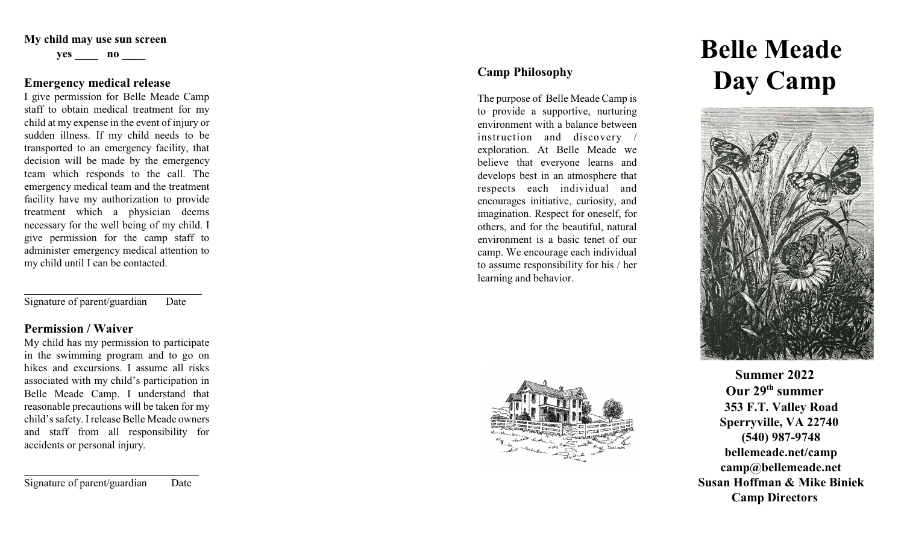**My child may use sun screen**

**yes \_\_\_\_ no \_\_\_\_**

### Emergency medical release

I give permission for Belle Meade Camp staff to obtain medical treatment for my child at my expense in the event of injury or sudden illness. If my child needs to be transported to an emergency facility, that decision will be made by the emergency team which responds to the call. The emergency medical team and the treatment facility have my authorization to provide treatment which a physician deems necessary for the well being of my child. I give permission for the camp staff to administer emergency medical attention to my child until I can be contacted.

\_\_\_\_\_\_\_\_\_\_\_\_\_\_\_\_\_\_\_\_\_\_\_\_\_\_\_\_\_\_\_\_\_\_

Signature of parent/guardian Date

### Permission / Waiver

My child has my permission to participate in the swimming program and to go on hikes and excursions. I assume all risks associated with my child's participation in Belle Meade Camp. I understand that reasonable precautions will be taken for my child's safety. I release Belle Meade owners and staff from all responsibility for accidents or personal injury.

\_\_\_\_\_\_\_\_\_\_\_\_\_\_\_\_\_\_\_\_\_\_\_\_\_\_\_\_\_\_\_\_\_\_

Signature of parent/guardian Date

### Camp Philosophy

The purpose of Belle Meade Camp is to provide a supportive, nurturing environment with a balance between instruction and discovery / exploration. At Belle Meade we believe that everyone learns and develops best in an atmosphere that respects each individual and encourages initiative, curiosity, and imagination. Respect for oneself, for others, and for the beautiful, natural environment is a basic tenet of our camp. We encourage each individual to assume responsibility for his / her learning and behavior.

# Belle Meade Day Camp

**Summer 2022**

**Our 29th summer**

**353 F.T. Valley Road**

**Sperryville, VA 22740**

**(540) 987-9748**

**bellemeade.net/camp**

**camp@bellemeade.net**

**Susan Hoffman & Mike Biniek**

**Camp Directors**